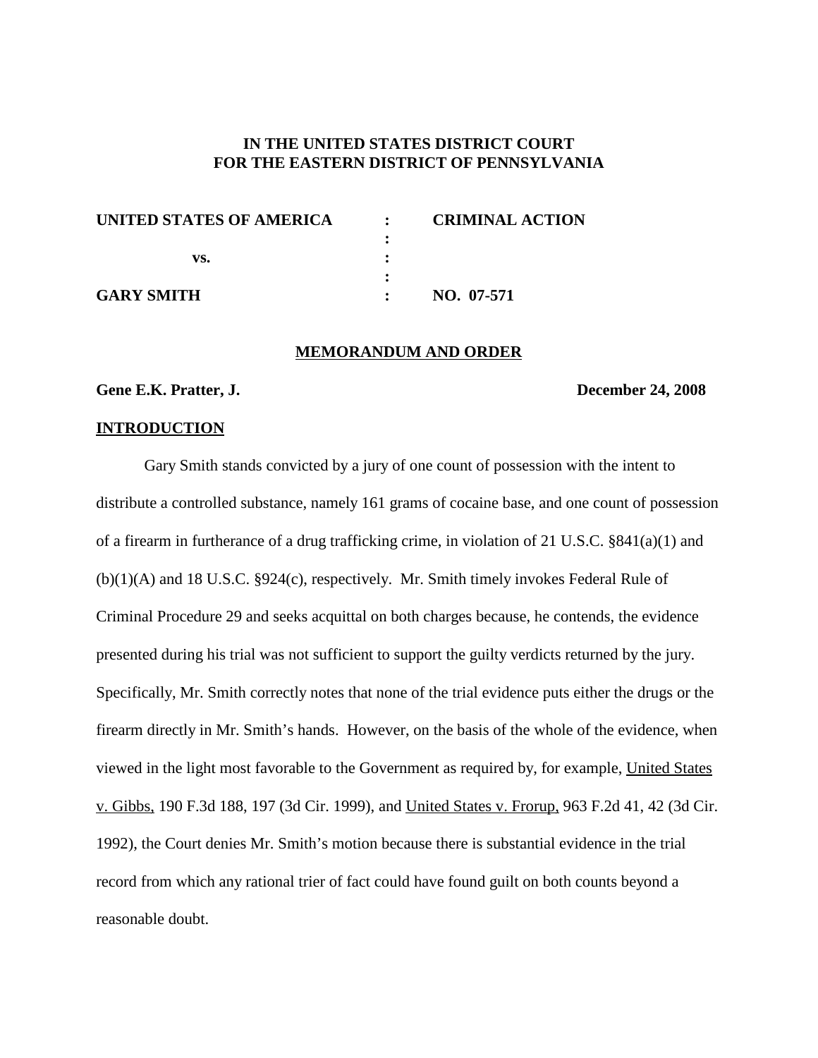**IN THE UNITED STATES DISTRICT COURT**
**FOR THE EASTERN DISTRICT OF PENNSYLVANIA**

| | | |
|---|---|---|
| **UNITED STATES OF AMERICA** | : | **CRIMINAL ACTION** |
| | : | |
| **vs.** | : | |
| | : | |
| **GARY SMITH** | : | **NO. 07-571** |

## MEMORANDUM AND ORDER

**Gene E.K. Pratter, J.** **December 24, 2008**

### INTRODUCTION

Gary Smith stands convicted by a jury of one count of possession with the intent to distribute a controlled substance, namely 161 grams of cocaine base, and one count of possession of a firearm in furtherance of a drug trafficking crime, in violation of 21 U.S.C. §841(a)(1) and (b)(1)(A) and 18 U.S.C. §924(c), respectively. Mr. Smith timely invokes Federal Rule of Criminal Procedure 29 and seeks acquittal on both charges because, he contends, the evidence presented during his trial was not sufficient to support the guilty verdicts returned by the jury. Specifically, Mr. Smith correctly notes that none of the trial evidence puts either the drugs or the firearm directly in Mr. Smith's hands. However, on the basis of the whole of the evidence, when viewed in the light most favorable to the Government as required by, for example, United States v. Gibbs, 190 F.3d 188, 197 (3d Cir. 1999), and United States v. Frorup, 963 F.2d 41, 42 (3d Cir. 1992), the Court denies Mr. Smith's motion because there is substantial evidence in the trial record from which any rational trier of fact could have found guilt on both counts beyond a reasonable doubt.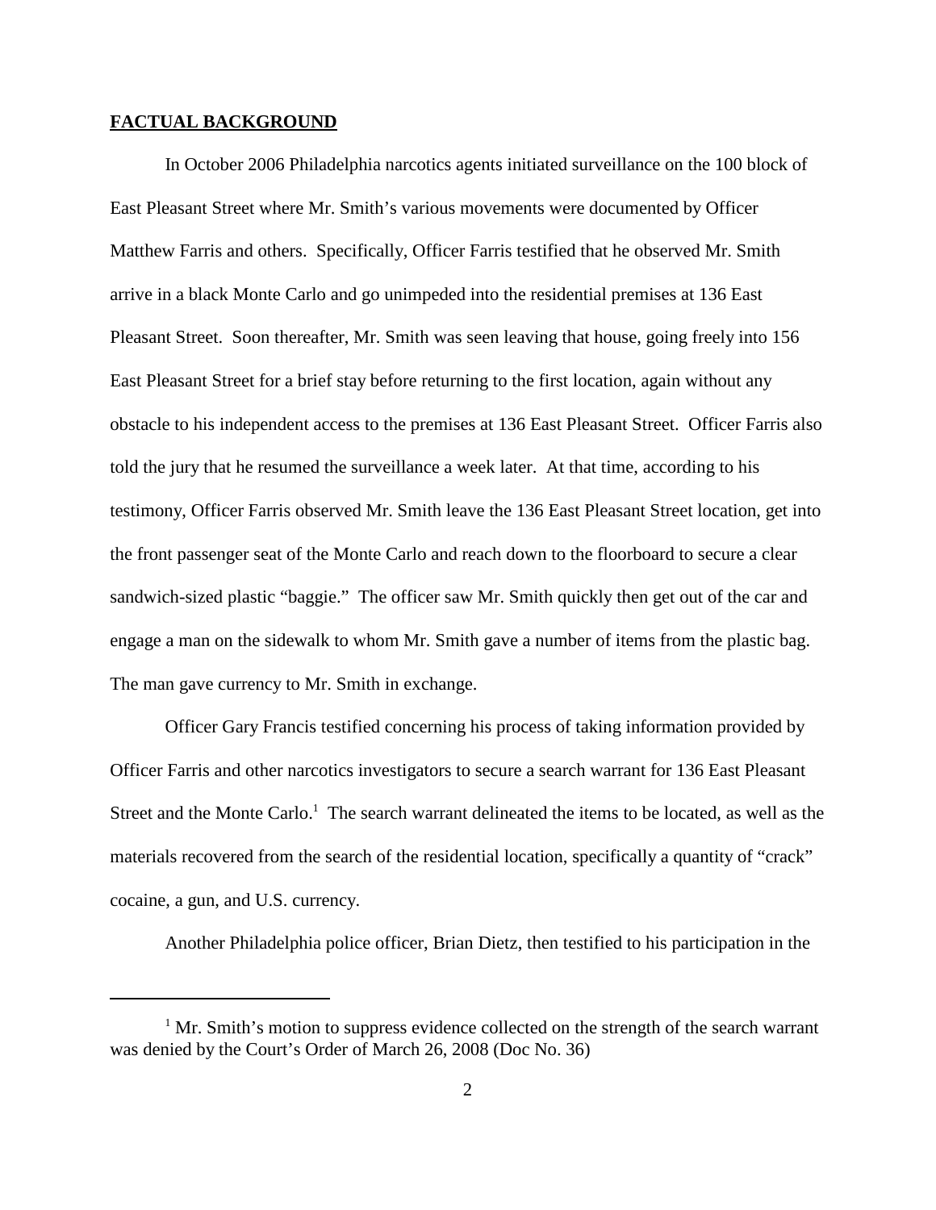## **FACTUAL BACKGROUND**

In October 2006 Philadelphia narcotics agents initiated surveillance on the 100 block of East Pleasant Street where Mr. Smith's various movements were documented by Officer Matthew Farris and others. Specifically, Officer Farris testified that he observed Mr. Smith arrive in a black Monte Carlo and go unimpeded into the residential premises at 136 East Pleasant Street. Soon thereafter, Mr. Smith was seen leaving that house, going freely into 156 East Pleasant Street for a brief stay before returning to the first location, again without any obstacle to his independent access to the premises at 136 East Pleasant Street. Officer Farris also told the jury that he resumed the surveillance a week later. At that time, according to his testimony, Officer Farris observed Mr. Smith leave the 136 East Pleasant Street location, get into the front passenger seat of the Monte Carlo and reach down to the floorboard to secure a clear sandwich-sized plastic "baggie." The officer saw Mr. Smith quickly then get out of the car and engage a man on the sidewalk to whom Mr. Smith gave a number of items from the plastic bag. The man gave currency to Mr. Smith in exchange.

Officer Gary Francis testified concerning his process of taking information provided by Officer Farris and other narcotics investigators to secure a search warrant for 136 East Pleasant Street and the Monte Carlo.[1] The search warrant delineated the items to be located, as well as the materials recovered from the search of the residential location, specifically a quantity of "crack" cocaine, a gun, and U.S. currency.

Another Philadelphia police officer, Brian Dietz, then testified to his participation in the

[1] Mr. Smith's motion to suppress evidence collected on the strength of the search warrant was denied by the Court's Order of March 26, 2008 (Doc No. 36)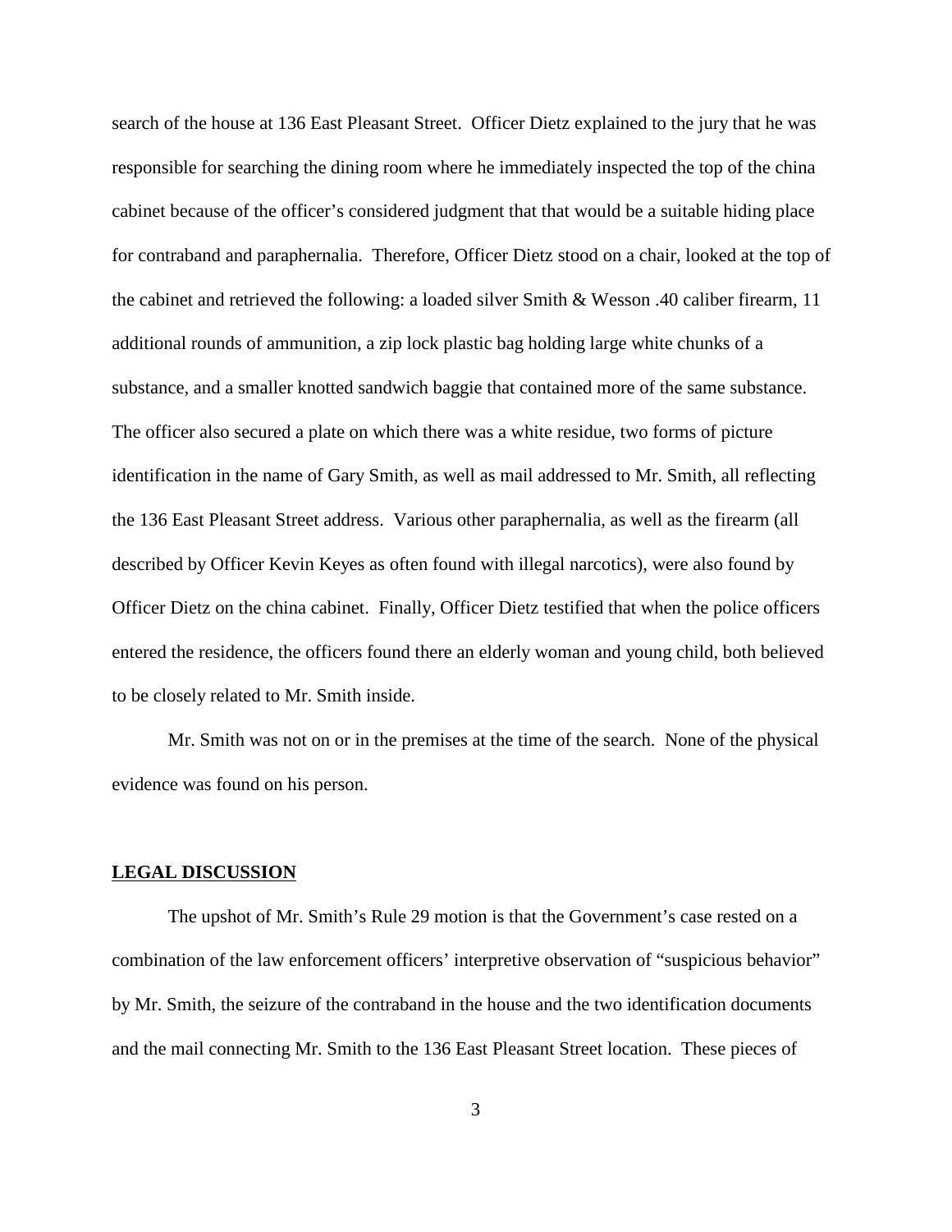search of the house at 136 East Pleasant Street. Officer Dietz explained to the jury that he was responsible for searching the dining room where he immediately inspected the top of the china cabinet because of the officer's considered judgment that that would be a suitable hiding place for contraband and paraphernalia. Therefore, Officer Dietz stood on a chair, looked at the top of the cabinet and retrieved the following: a loaded silver Smith & Wesson .40 caliber firearm, 11 additional rounds of ammunition, a zip lock plastic bag holding large white chunks of a substance, and a smaller knotted sandwich baggie that contained more of the same substance. The officer also secured a plate on which there was a white residue, two forms of picture identification in the name of Gary Smith, as well as mail addressed to Mr. Smith, all reflecting the 136 East Pleasant Street address. Various other paraphernalia, as well as the firearm (all described by Officer Kevin Keyes as often found with illegal narcotics), were also found by Officer Dietz on the china cabinet. Finally, Officer Dietz testified that when the police officers entered the residence, the officers found there an elderly woman and young child, both believed to be closely related to Mr. Smith inside.

Mr. Smith was not on or in the premises at the time of the search. None of the physical evidence was found on his person.

## **LEGAL DISCUSSION**

The upshot of Mr. Smith's Rule 29 motion is that the Government's case rested on a combination of the law enforcement officers' interpretive observation of "suspicious behavior" by Mr. Smith, the seizure of the contraband in the house and the two identification documents and the mail connecting Mr. Smith to the 136 East Pleasant Street location. These pieces of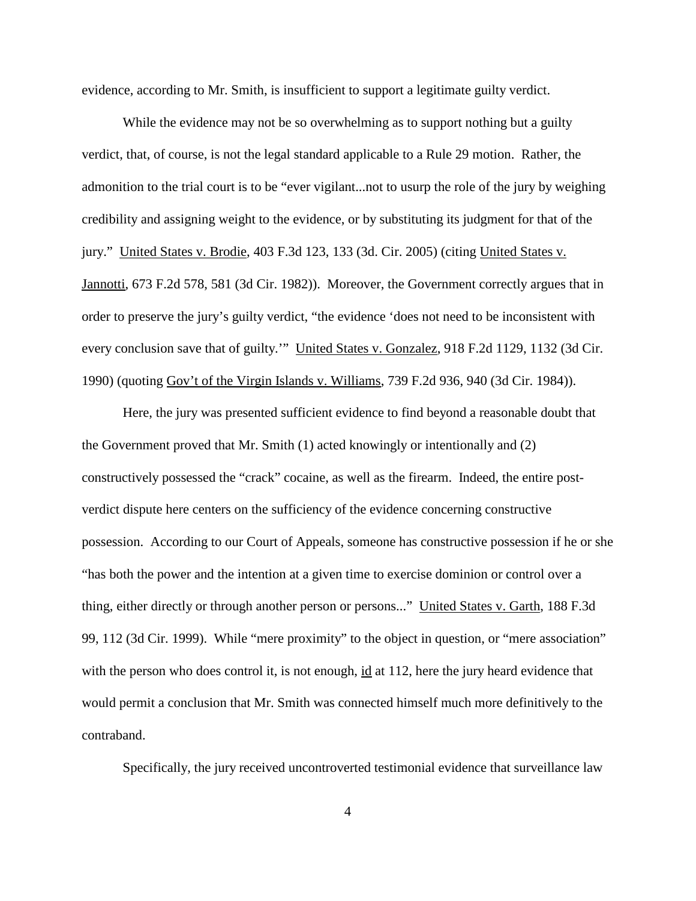evidence, according to Mr. Smith, is insufficient to support a legitimate guilty verdict.

While the evidence may not be so overwhelming as to support nothing but a guilty verdict, that, of course, is not the legal standard applicable to a Rule 29 motion. Rather, the admonition to the trial court is to be "ever vigilant...not to usurp the role of the jury by weighing credibility and assigning weight to the evidence, or by substituting its judgment for that of the jury." United States v. Brodie, 403 F.3d 123, 133 (3d. Cir. 2005) (citing United States v. Jannotti, 673 F.2d 578, 581 (3d Cir. 1982)). Moreover, the Government correctly argues that in order to preserve the jury's guilty verdict, "the evidence 'does not need to be inconsistent with every conclusion save that of guilty.'" United States v. Gonzalez, 918 F.2d 1129, 1132 (3d Cir. 1990) (quoting Gov't of the Virgin Islands v. Williams, 739 F.2d 936, 940 (3d Cir. 1984)).

Here, the jury was presented sufficient evidence to find beyond a reasonable doubt that the Government proved that Mr. Smith (1) acted knowingly or intentionally and (2) constructively possessed the "crack" cocaine, as well as the firearm. Indeed, the entire post-verdict dispute here centers on the sufficiency of the evidence concerning constructive possession. According to our Court of Appeals, someone has constructive possession if he or she "has both the power and the intention at a given time to exercise dominion or control over a thing, either directly or through another person or persons..." United States v. Garth, 188 F.3d 99, 112 (3d Cir. 1999). While "mere proximity" to the object in question, or "mere association" with the person who does control it, is not enough, id at 112, here the jury heard evidence that would permit a conclusion that Mr. Smith was connected himself much more definitively to the contraband.

Specifically, the jury received uncontroverted testimonial evidence that surveillance law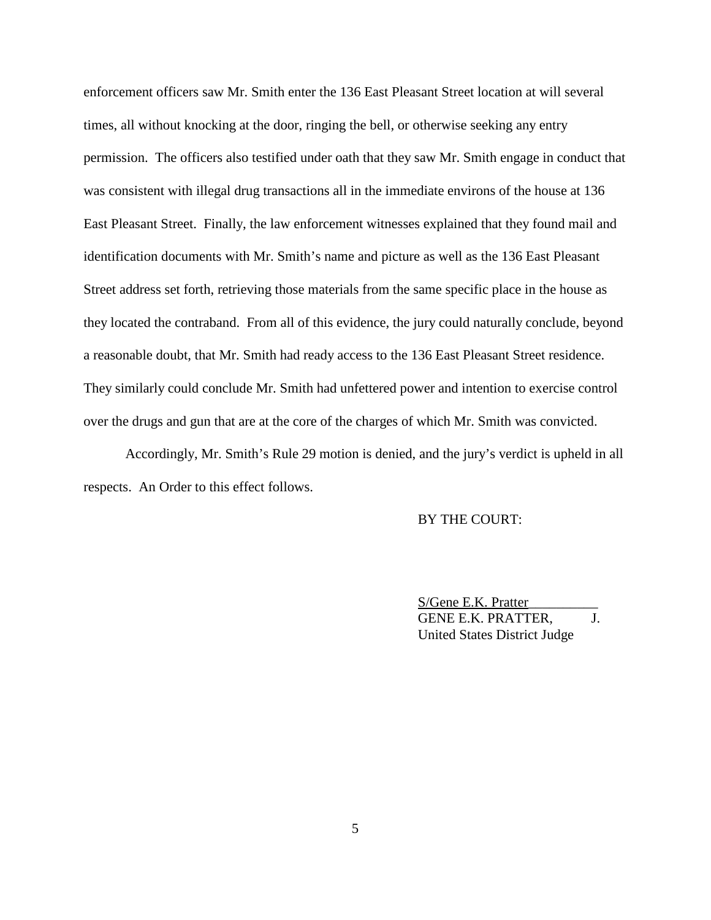enforcement officers saw Mr. Smith enter the 136 East Pleasant Street location at will several times, all without knocking at the door, ringing the bell, or otherwise seeking any entry permission. The officers also testified under oath that they saw Mr. Smith engage in conduct that was consistent with illegal drug transactions all in the immediate environs of the house at 136 East Pleasant Street. Finally, the law enforcement witnesses explained that they found mail and identification documents with Mr. Smith's name and picture as well as the 136 East Pleasant Street address set forth, retrieving those materials from the same specific place in the house as they located the contraband. From all of this evidence, the jury could naturally conclude, beyond a reasonable doubt, that Mr. Smith had ready access to the 136 East Pleasant Street residence. They similarly could conclude Mr. Smith had unfettered power and intention to exercise control over the drugs and gun that are at the core of the charges of which Mr. Smith was convicted.

Accordingly, Mr. Smith's Rule 29 motion is denied, and the jury's verdict is upheld in all respects. An Order to this effect follows.

BY THE COURT:

S/Gene E.K. Pratter
GENE E.K. PRATTER, J.
United States District Judge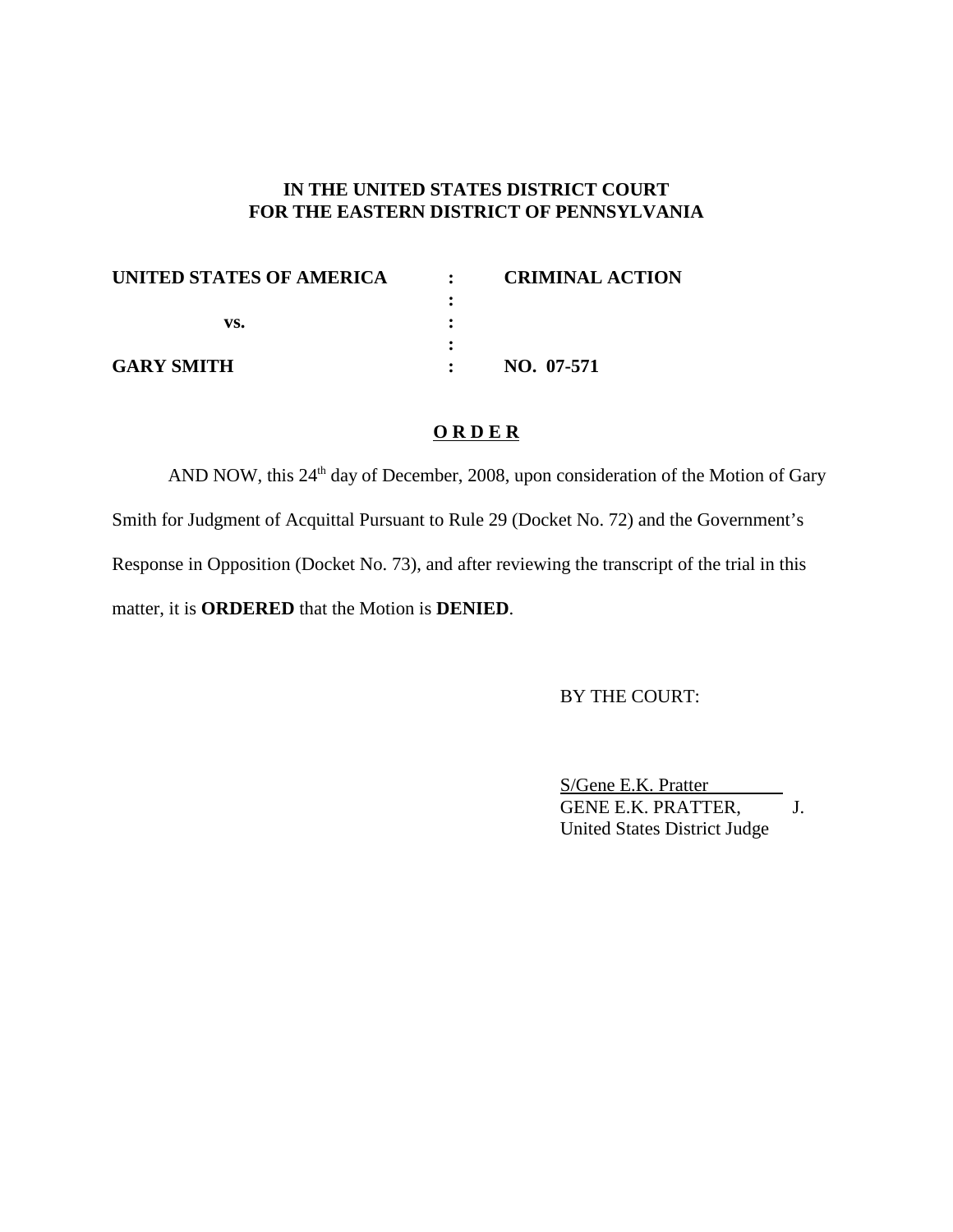**IN THE UNITED STATES DISTRICT COURT**
**FOR THE EASTERN DISTRICT OF PENNSYLVANIA**

| | | |
|---|---|---|
| **UNITED STATES OF AMERICA** | : | **CRIMINAL ACTION** |
| | : | |
| **vs.** | : | |
| | : | |
| **GARY SMITH** | : | **NO. 07-571** |

**O R D E R**

AND NOW, this 24th day of December, 2008, upon consideration of the Motion of Gary Smith for Judgment of Acquittal Pursuant to Rule 29 (Docket No. 72) and the Government's Response in Opposition (Docket No. 73), and after reviewing the transcript of the trial in this matter, it is **ORDERED** that the Motion is **DENIED**.

BY THE COURT:

S/Gene E.K. Pratter
GENE E.K. PRATTER, J.
United States District Judge